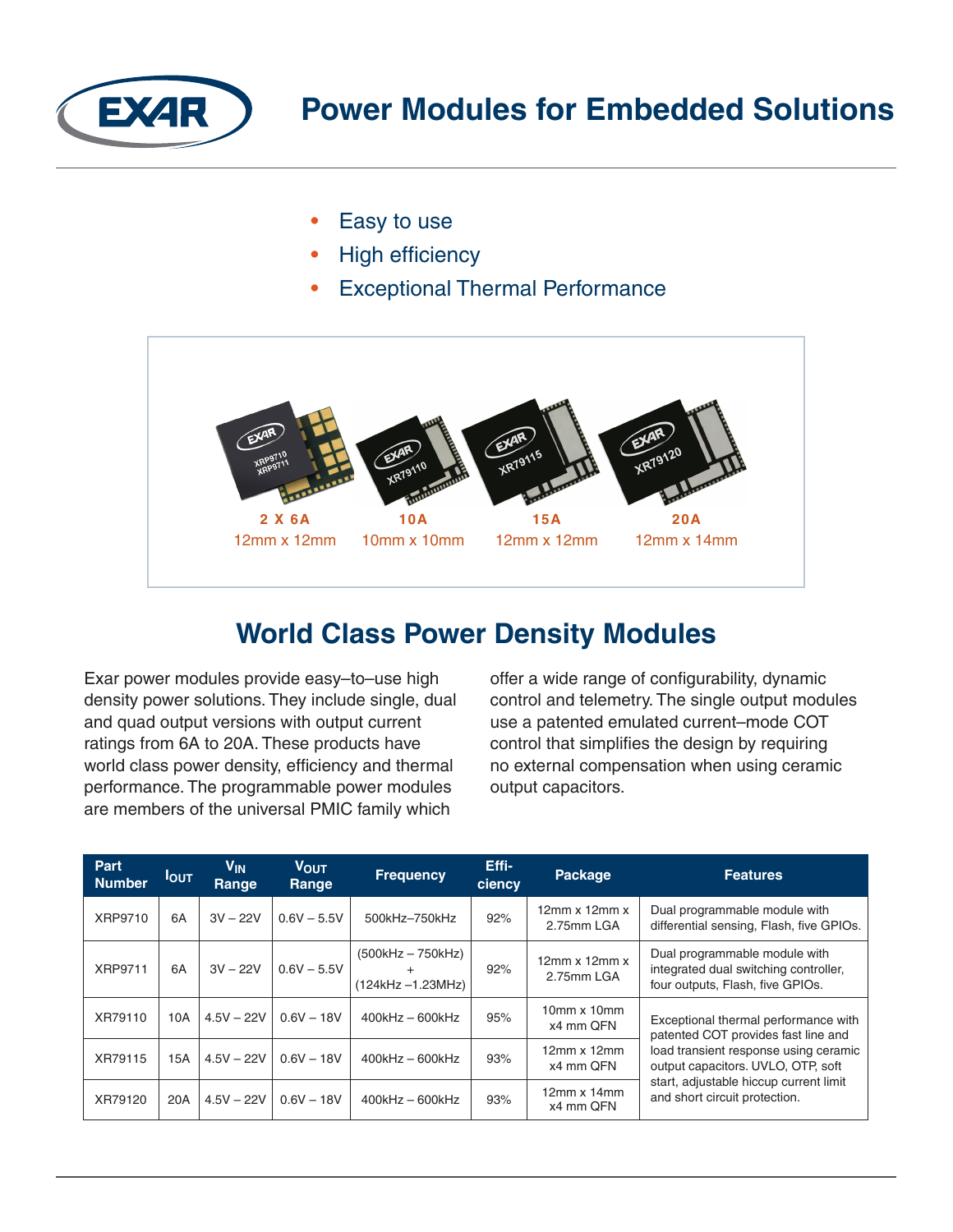# Power Modules for Embedded Solutions

- Easy to use
- High efficiency
- Exceptional Thermal Performance

**2 X 6A** 12mm x 12mm | **10A** 10mm x 10mm | **15A** 12mm x 12mm | **20A** 12mm x 14mm

## World Class Power Density Modules

Exar power modules provide easy–to–use high density power solutions. They include single, dual and quad output versions with output current ratings from 6A to 20A. These products have world class power density, efficiency and thermal performance. The programmable power modules are members of the universal PMIC family which offer a wide range of configurability, dynamic control and telemetry. The single output modules use a patented emulated current–mode COT control that simplifies the design by requiring no external compensation when using ceramic output capacitors.

| Part Number | $I_{OUT}$ | $V_{IN}$ Range | $V_{OUT}$ Range | Frequency | Efficiency | Package | Features |
|---|---|---|---|---|---|---|---|
| XRP9710 | 6A | 3V – 22V | 0.6V – 5.5V | 500kHz–750kHz | 92% | 12mm x 12mm x 2.75mm LGA | Dual programmable module with differential sensing, Flash, five GPIOs. |
| XRP9711 | 6A | 3V – 22V | 0.6V – 5.5V | (500kHz – 750kHz) + (124kHz –1.23MHz) | 92% | 12mm x 12mm x 2.75mm LGA | Dual programmable module with integrated dual switching controller, four outputs, Flash, five GPIOs. |
| XR79110 | 10A | 4.5V – 22V | 0.6V – 18V | 400kHz – 600kHz | 95% | 10mm x 10mm x4 mm QFN | Exceptional thermal performance with patented COT provides fast line and load transient response using ceramic output capacitors. UVLO, OTP, soft start, adjustable hiccup current limit and short circuit protection. |
| XR79115 | 15A | 4.5V – 22V | 0.6V – 18V | 400kHz – 600kHz | 93% | 12mm x 12mm x4 mm QFN | |
| XR79120 | 20A | 4.5V – 22V | 0.6V – 18V | 400kHz – 600kHz | 93% | 12mm x 14mm x4 mm QFN | |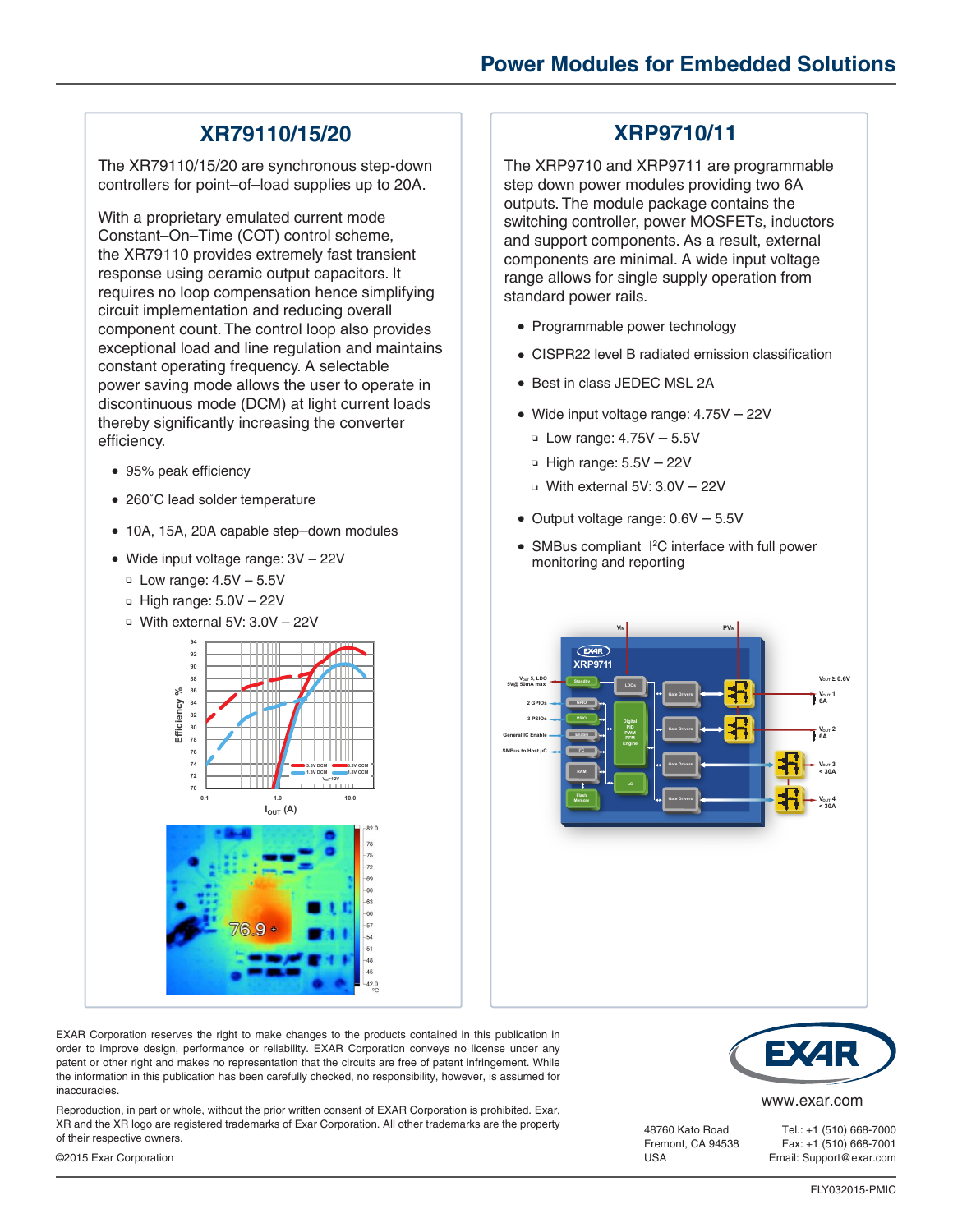## XR79110/15/20

The XR79110/15/20 are synchronous step-down controllers for point–of–load supplies up to 20A.

With a proprietary emulated current mode Constant–On–Time (COT) control scheme, the XR79110 provides extremely fast transient response using ceramic output capacitors. It requires no loop compensation hence simplifying circuit implementation and reducing overall component count. The control loop also provides exceptional load and line regulation and maintains constant operating frequency. A selectable power saving mode allows the user to operate in discontinuous mode (DCM) at light current loads thereby significantly increasing the converter efficiency.

- 95% peak efficiency
- 260˚C lead solder temperature
- 10A, 15A, 20A capable step–down modules
- Wide input voltage range: 3V – 22V
  - Low range: 4.5V – 5.5V
  - High range: 5.0V – 22V
  - With external 5V: 3.0V – 22V

Efficiency %

94
92
90
88
86
84
82
80
78
76
74
72
70

0.1
1.0
10.0

$I_{OUT}$ (A)

3.3V DCM
3.3V CCM
1.8V DCM
1.8V CCM
$V_{IN}$=12V

82.0
78
75
72
69
66
63
60
57
54
51
48
45
42.0
°C

76.9

## XRP9710/11

The XRP9710 and XRP9711 are programmable step down power modules providing two 6A outputs. The module package contains the switching controller, power MOSFETs, inductors and support components. As a result, external components are minimal. A wide input voltage range allows for single supply operation from standard power rails.

- Programmable power technology
- CISPR22 level B radiated emission classification
- Best in class JEDEC MSL 2A
- Wide input voltage range: 4.75V – 22V
  - Low range: 4.75V – 5.5V
  - High range: 5.5V – 22V
  - With external 5V: 3.0V – 22V
- Output voltage range: 0.6V – 5.5V
- SMBus compliant I²C interface with full power monitoring and reporting

$V_{IN}$
$PV_{IN}$
EXAR
XRP9711
$V_{OUT}$ 5, LDO 5V@ 50mA max
2 GPIOs
3 PSIOs
General IC Enable
SMBus to Host µC
Standby
GPIO
PSIO
Enable
I²C
RAM
Flash Memory
LDOs
Digital PID PWM PFM Engine
µC
Gate Drivers
Gate Drivers
Gate Drivers
Gate Drivers
$V_{OUT}$ ≥ 0.6V
$V_{OUT}$ 1 6A
$V_{OUT}$ 2 6A
$V_{OUT}$ 3 < 30A
$V_{OUT}$ 4 < 30A

EXAR Corporation reserves the right to make changes to the products contained in this publication in order to improve design, performance or reliability. EXAR Corporation conveys no license under any patent or other right and makes no representation that the circuits are free of patent infringement. While the information in this publication has been carefully checked, no responsibility, however, is assumed for inaccuracies.

Reproduction, in part or whole, without the prior written consent of EXAR Corporation is prohibited. Exar, XR and the XR logo are registered trademarks of Exar Corporation. All other trademarks are the property of their respective owners.

©2015 Exar Corporation

EXAR

www.exar.com

48760 Kato Road
Fremont, CA 94538
USA

Tel.: +1 (510) 668-7000
Fax: +1 (510) 668-7001
Email: Support@exar.com

FLY032015-PMIC